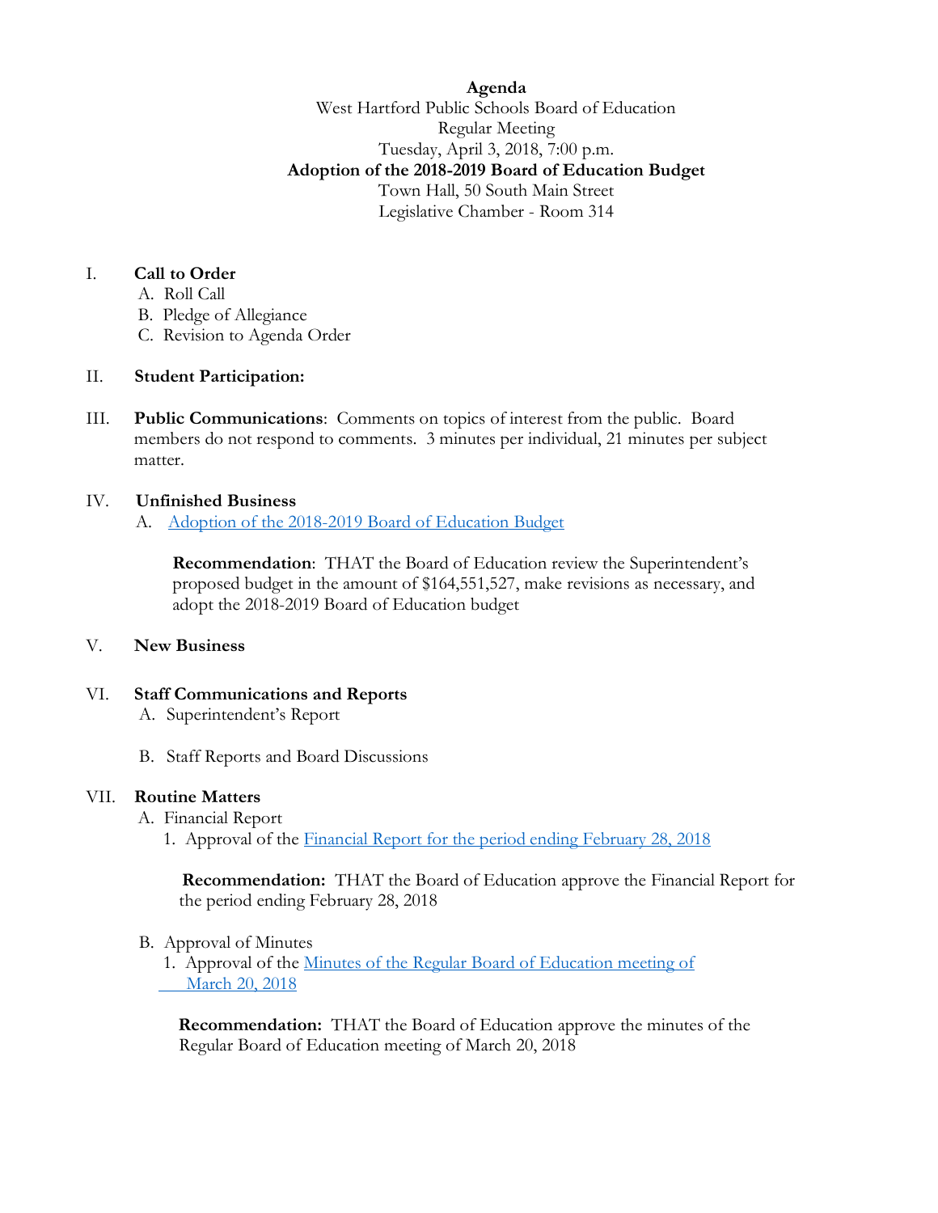**Agenda**

West Hartford Public Schools Board of Education

Regular Meeting

Tuesday, April 3, 2018, 7:00 p.m.

**Adoption of the 2018-2019 Board of Education Budget**

Town Hall, 50 South Main Street

Legislative Chamber - Room 314

I. **Call to Order**
   A. Roll Call
   B. Pledge of Allegiance
   C. Revision to Agenda Order

II. **Student Participation:**

III. **Public Communications**: Comments on topics of interest from the public. Board members do not respond to comments. 3 minutes per individual, 21 minutes per subject matter.

IV. **Unfinished Business**
   A. Adoption of the 2018-2019 Board of Education Budget

   **Recommendation**: THAT the Board of Education review the Superintendent's proposed budget in the amount of $164,551,527, make revisions as necessary, and adopt the 2018-2019 Board of Education budget

V. **New Business**

VI. **Staff Communications and Reports**
   A. Superintendent's Report

   B. Staff Reports and Board Discussions

VII. **Routine Matters**
   A. Financial Report
      1. Approval of the Financial Report for the period ending February 28, 2018

      **Recommendation:** THAT the Board of Education approve the Financial Report for the period ending February 28, 2018

   B. Approval of Minutes
      1. Approval of the Minutes of the Regular Board of Education meeting of March 20, 2018

      **Recommendation:** THAT the Board of Education approve the minutes of the Regular Board of Education meeting of March 20, 2018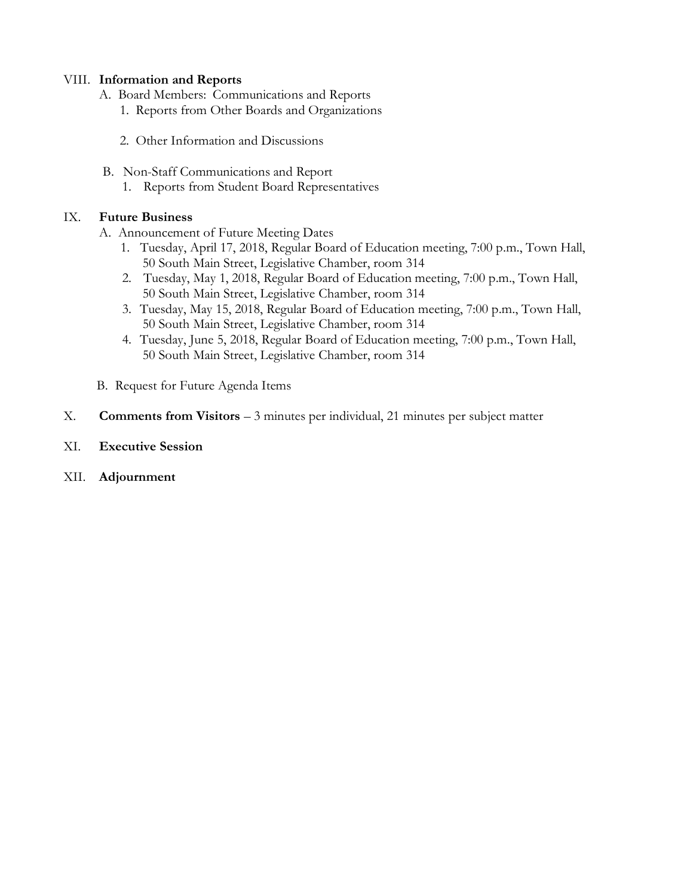VIII. **Information and Reports**

A. Board Members: Communications and Reports

1. Reports from Other Boards and Organizations

2. Other Information and Discussions

B. Non-Staff Communications and Report

1. Reports from Student Board Representatives

IX. **Future Business**

A. Announcement of Future Meeting Dates

1. Tuesday, April 17, 2018, Regular Board of Education meeting, 7:00 p.m., Town Hall, 50 South Main Street, Legislative Chamber, room 314
2. Tuesday, May 1, 2018, Regular Board of Education meeting, 7:00 p.m., Town Hall, 50 South Main Street, Legislative Chamber, room 314
3. Tuesday, May 15, 2018, Regular Board of Education meeting, 7:00 p.m., Town Hall, 50 South Main Street, Legislative Chamber, room 314
4. Tuesday, June 5, 2018, Regular Board of Education meeting, 7:00 p.m., Town Hall, 50 South Main Street, Legislative Chamber, room 314

B. Request for Future Agenda Items

X. **Comments from Visitors** – 3 minutes per individual, 21 minutes per subject matter

XI. **Executive Session**

XII. **Adjournment**